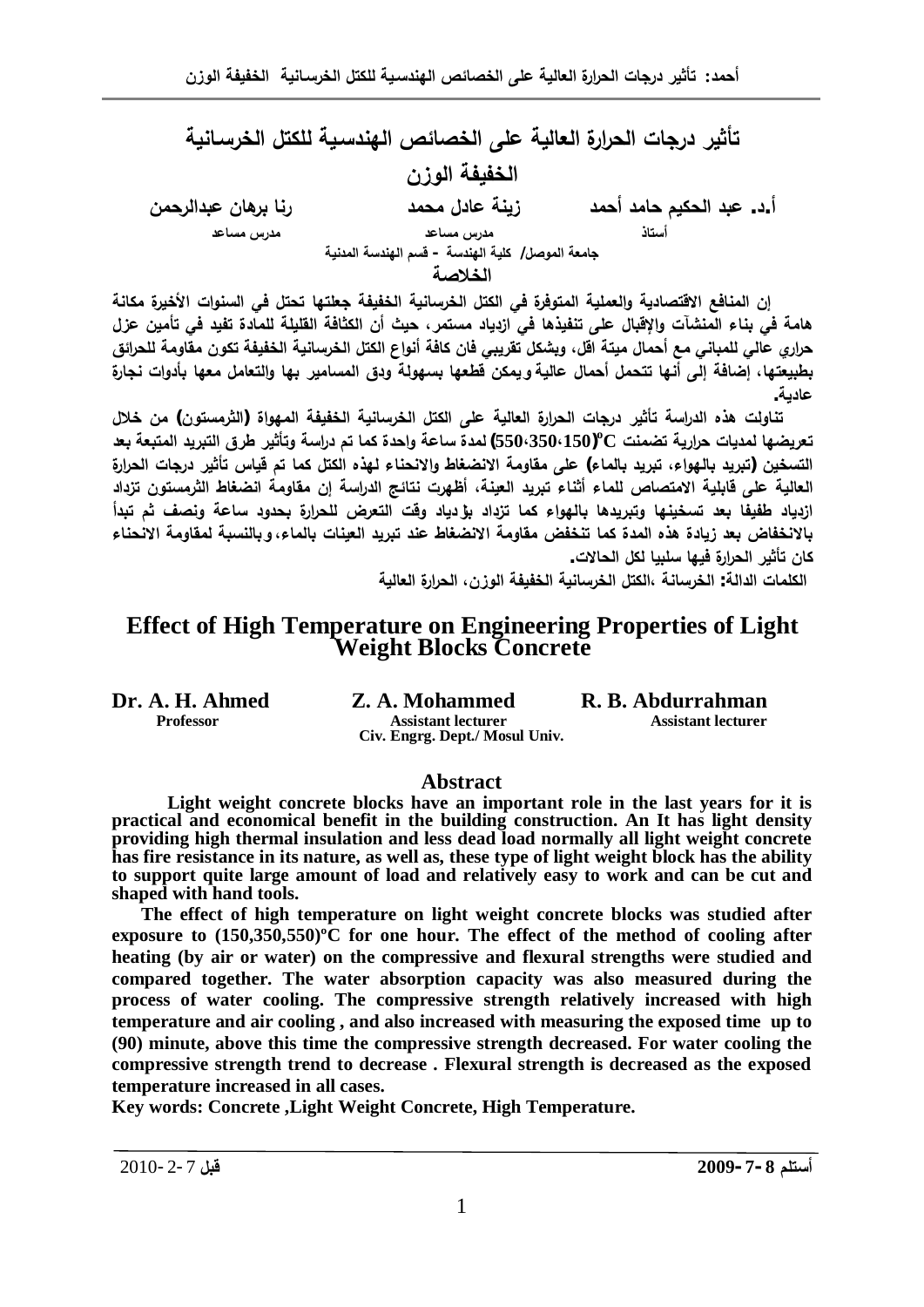# تأثير درجات الحرارة العالية على الخصائص الهندسية للكتل الخرسانية الخفيفة الوزن

**أ.د. عبد الحكيم حامد أحمد** — أستاذ
**زينة عادل محمد** — مدرس مساعد
**رنا برهان عبدالرحمن** — مدرس مساعد

جامعة الموصل/ كلية الهندسة - قسم الهندسة المدنية

## الخلاصة

إن المنافع الاقتصادية والعملية المتوفرة في الكتل الخرسانية الخفيفة جعلتها تحتل في السنوات الأخيرة مكانة هامة في بناء المنشآت والإقبال على تنفيذها في ازدياد مستمر، حيث أن الكثافة القليلة للمادة تفيد في تأمين عزل حراري عالي للمباني مع أحمال ميتة اقل، وبشكل تقريبي فان كافة أنواع الكتل الخرسانية الخفيفة تكون مقاومة للحرائق بطبيعتها، إضافة إلى أنها تتحمل أحمال عالية ويمكن قطعها بسهولة ودق المسامير بها والتعامل معها بأدوات نجارة عادية.

تناولت هذه الدراسة تأثير درجات الحرارة العالية على الكتل الخرسانية الخفيفة المهواة (الثرمستون) من خلال تعريضها لمديات حرارية تضمنت $(550،350،150)^{o}C$ لمدة ساعة واحدة كما تم دراسة وتأثير طرق التبريد المتبعة بعد التسخين (تبريد بالهواء، تبريد بالماء) على مقاومة الانضغاط والانحناء لهذه الكتل كما تم قياس تأثير درجات الحرارة العالية على قابلية الامتصاص للماء أثناء تبريد العينة، أظهرت نتائج الدراسة إن مقاومة انضغاط الثرمستون تزداد ازدياد طفيفا بعد تسخينها وتبريدها بالهواء كما تزداد بؤدياد وقت التعرض للحرارة بحدود ساعة ونصف ثم تبدأ بالانخفاض بعد زيادة هذه المدة كما تنخفض مقاومة الانضغاط عند تبريد العينات بالماء، وبالنسبة لمقاومة الانحناء كان تأثير الحرارة فيها سلبيا لكل الحالات.

**الكلمات الدالة:** الخرسانة ،الكتل الخرسانية الخفيفة الوزن، الحرارة العالية

# Effect of High Temperature on Engineering Properties of Light Weight Blocks Concrete

**Dr. A. H. Ahmed** — Professor
**Z. A. Mohammed** — Assistant lecturer
**R. B. Abdurrahman** — Assistant lecturer

Civ. Engrg. Dept./ Mosul Univ.

## Abstract

Light weight concrete blocks have an important role in the last years for it is practical and economical benefit in the building construction. An It has light density providing high thermal insulation and less dead load normally all light weight concrete has fire resistance in its nature, as well as, these type of light weight block has the ability to support quite large amount of load and relatively easy to work and can be cut and shaped with hand tools.

The effect of high temperature on light weight concrete blocks was studied after exposure to $(150,350,550)^{o}C$ for one hour. The effect of the method of cooling after heating (by air or water) on the compressive and flexural strengths were studied and compared together. The water absorption capacity was also measured during the process of water cooling. The compressive strength relatively increased with high temperature and air cooling , and also increased with measuring the exposed time up to (90) minute, above this time the compressive strength decreased. For water cooling the compressive strength trend to decrease . Flexural strength is decreased as the exposed temperature increased in all cases.

**Key words:** Concrete ,Light Weight Concrete, High Temperature.

أستلم 8-7-2009 &nbsp;&nbsp;&nbsp;&nbsp; قبل 7-2-2010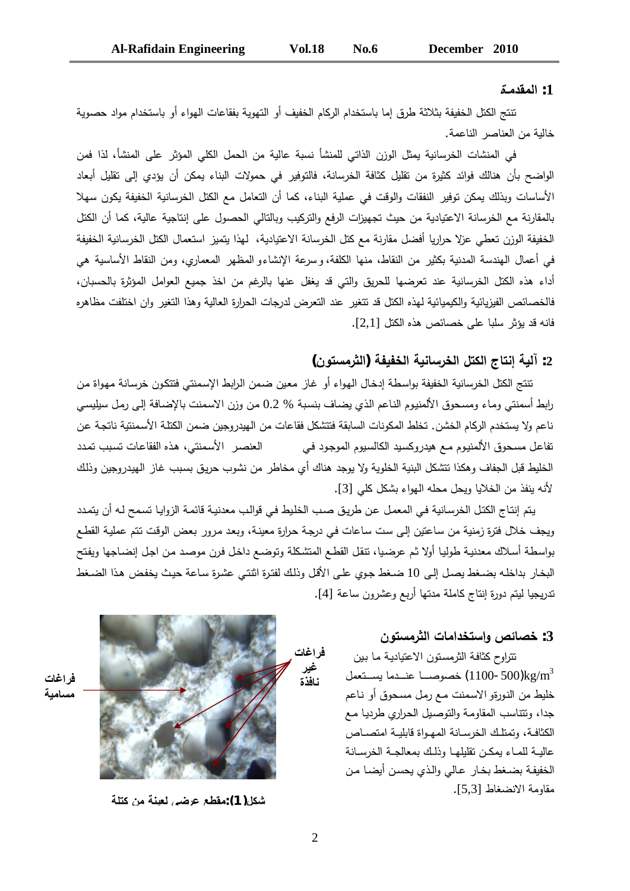## 1: المقدمة

تنتج الكتل الخفيفة بثلاثة طرق إما باستخدام الركام الخفيف أو التهوية بفقاعات الهواء أو باستخدام مواد حصوية خالية من العناصر الناعمة.

في المنشات الخرسانية يمثل الوزن الذاتي للمنشأ نسبة عالية من الحمل الكلي المؤثر على المنشأ، لذا فمن الواضح بأن هنالك فوائد كثيرة من تقليل كثافة الخرسانة، فالتوفير في حمولات البناء يمكن أن يؤدي إلى تقليل أبعاد الأساسات وبذلك يمكن توفير النفقات والوقت في عملية البناء، كما أن التعامل مع الكتل الخرسانية الخفيفة يكون سهلا بالمقارنة مع الخرسانة الاعتيادية من حيث تجهيزات الرفع والتركيب وبالتالي الحصول على إنتاجية عالية، كما أن الكتل الخفيفة الوزن تعطي عزلا حراريا أفضل مقارنة مع كتل الخرسانة الاعتيادية، لهذا يتميز استعمال الكتل الخرسانية الخفيفة في أعمال الهندسة المدنية بكثير من النقاط، منها الكلفة، وسرعة الإنشاء والمظهر المعماري، ومن النقاط الأساسية هي أداء هذه الكتل الخرسانية عند تعرضها للحريق والتي قد يغفل عنها بالرغم من اخذ جميع العوامل المؤثرة بالحسبان، فالخصائص الفيزيائية والكيميائية لهذه الكتل قد تتغير عند التعرض لدرجات الحرارة العالية وهذا التغير وان اختلفت مظاهره فانه قد يؤثر سلبا على خصائص هذه الكتل [2,1].

## 2: آلية إنتاج الكتل الخرسانية الخفيفة (الثرمستون)

تنتج الكتل الخرسانية الخفيفة بواسطة إدخال الهواء أو غاز معين ضمن الرابط الإسمنتي فتتكون خرسانة مهواة من رابط أسمنتي وماء ومسحوق الألمنيوم الناعم الذي يضاف بنسبة 0.2 % من وزن الاسمنت بالإضافة إلى رمل سيليسي ناعم ولا يستخدم الركام الخشن. تخلط المكونات السابقة فتتشكل فقاعات من الهيدروجين ضمن الكتلة الأسمنتية ناتجة عن تفاعل مسحوق الألمنيوم مع هيدروكسيد الكالسيوم الموجود في العنصر الأسمنتي، هذه الفقاعات تسبب تمدد الخليط قبل الجفاف وهكذا تتشكل البنية الخلوية ولا يوجد هناك أي مخاطر من نشوب حريق بسبب غاز الهيدروجين وذلك لأنه ينفذ من الخلايا ويحل محله الهواء بشكل كلي [3].

يتم إنتاج الكتل الخرسانية في المعمل عن طريق صب الخليط في قوالب معدنية قائمة الزوايا تسمح لـه أن يتمدد ويجف خلال فترة زمنية من ساعتين إلى ست ساعات في درجة حرارة معينة، وبعد مرور بعض الوقت تتم عملية القطع بواسطة أسلاك معدنية طوليا أولا ثم عرضيا، تنقل القطع المتشكلة وتوضع داخل فرن موصد من اجل إنضاجها ويفتح البخار بداخله بضغط يصل إلى 10 ضغط جوي على الأقل وذلك لفترة اثنتي عشرة ساعة حيث يخفض هذا الضغط تدريجيا ليتم دورة إنتاج كاملة مدتها أربع وعشرون ساعة [4].

## 3: خصائص واستخدامات الثرمستون

تتراوح كثافة الثرمستون الاعتيادية ما بين $(500\text{-}1100)\,kg/m^3$ خصوصـــا عنـــدما يســـتعمل خليط من النورة الاسمنت مع رمل مسحوق أو ناعم جدا، وتتناسب المقاومة والتوصيل الحراري طرديا مع الكثافة، وتمتلك الخرسانة المهواة قابلية امتصاص عاليـة للماء يمكن تقليلها وذلك بمعالجة الخرسانة الخفيفة بضغط بخار عالي والذي يحسن أيضا من مقاومة الانضغاط [5,3].

فراغات مسامية

فراغات غير نافذة

شكل(1):مقطع عرضي لعينة من كتلة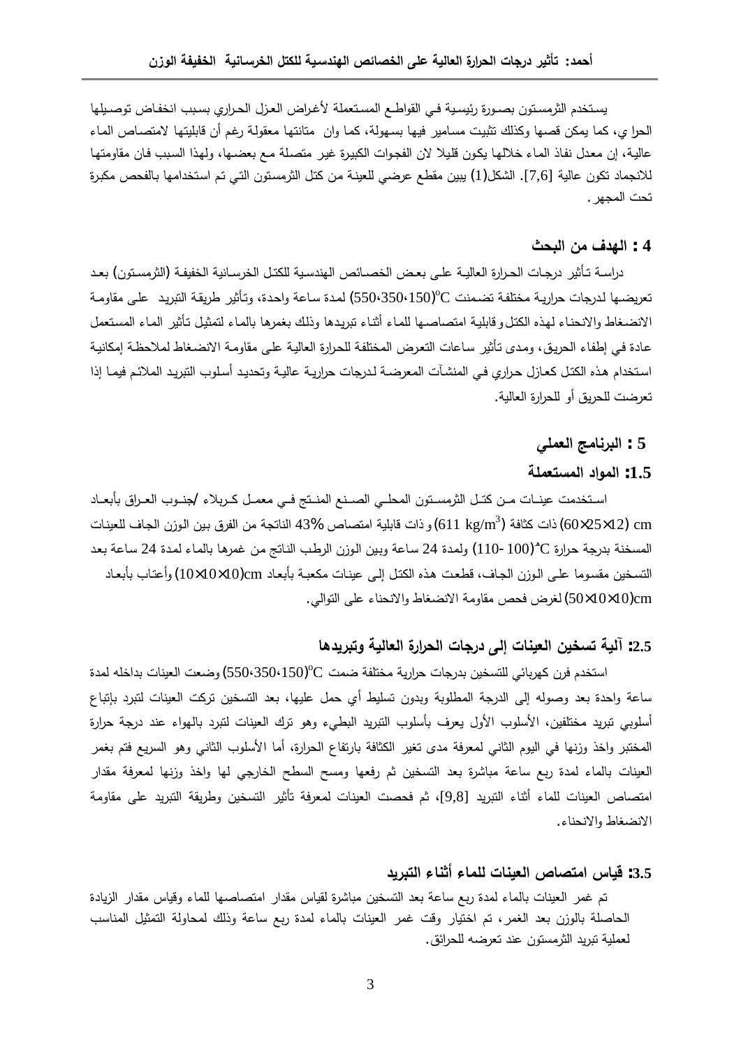يستخدم الثرمستون بصورة رئيسية في القواطع المستعملة لأغراض العزل الحراري بسبب انخفاض توصيلها الحرا ي، كما يمكن قصها وكذلك تثبيت مسامير فيها بسهولة، كما وان متانتها معقولة رغم أن قابليتها لامتصاص الماء عالية، إن معدل نفاذ الماء خلالها يكون قليلا لان الفجوات الكبيرة غير متصلة مع بعضها، ولهذا السبب فان مقاومتها للانجماد تكون عالية [7,6]. الشكل(1) يبين مقطع عرضي للعينة من كتل الثرمستون التي تم استخدامها بالفحص مكبرة تحت المجهر.

## 4 : الهدف من البحث

دراسة تأثير درجات الحرارة العالية على بعض الخصائص الهندسية للكتل الخرسانية الخفيفة (الثرمستون) بعد تعريضها لدرجات حرارية مختلفة تضمنت ($150،350،550$)$^{o}C$ لمدة ساعة واحدة، وتأثير طريقة التبريد على مقاومة الانضغاط والانحناء لهذه الكتل وقابلية امتصاصها للماء أثناء تبريدها وذلك بغمرها بالماء لتمثيل تأثير الماء المستعمل عادة في إطفاء الحريق، ومدى تأثير ساعات التعرض المختلفة للحرارة العالية على مقاومة الانضغاط لملاحظة إمكانية استخدام هذه الكتل كعازل حراري في المنشآت المعرضة لدرجات حرارية عالية وتحديد أسلوب التبريد الملائم فيما إذا تعرضت للحريق أو للحرارة العالية.

## 5 : البرنامج العملي

### 1.5: المواد المستعملة

استخدمت عينات من كتل الثرمستون المحلي الصنع المنتج في معمل كربلاء /جنوب العراق بأبعاد ($60\times25\times12$) cm ذات كثافة ($611\ kg/m^3$) وذات قابلية امتصاص 43% الناتجة من الفرق بين الوزن الجاف للعينات المسخنة بدرجة حرارة ($100-110$)$^{o}C$ ولمدة 24 ساعة وبين الوزن الرطب الناتج من غمرها بالماء لمدة 24 ساعة بعد التسخين مقسوما على الوزن الجاف، قطعت هذه الكتل إلى عينات مكعبة بأبعاد ($10\times10\times10$)cm وأعتاب بأبعاد ($50\times10\times10$)cm لغرض فحص مقاومة الانضغاط والانحناء على التوالي.

### 2.5: آلية تسخين العينات إلى درجات الحرارة العالية وتبريدها

استخدم فرن كهربائي للتسخين بدرجات حرارية مختلفة ضمت ($150،350،550$)$^{o}C$ وضعت العينات بداخله لمدة ساعة واحدة بعد وصوله إلى الدرجة المطلوبة وبدون تسليط أي حمل عليها، بعد التسخين تركت العينات لتبرد بإتباع أسلوبي تبريد مختلفين، الأسلوب الأول يعرف بأسلوب التبريد البطيء وهو ترك العينات لتبرد بالهواء عند درجة حرارة المختبر واخذ وزنها في اليوم الثاني لمعرفة مدى تغير الكثافة بارتفاع الحرارة، أما الأسلوب الثاني وهو السريع فتم بغمر العينات بالماء لمدة ربع ساعة مباشرة بعد التسخين ثم رفعها ومسح السطح الخارجي لها واخذ وزنها لمعرفة مقدار امتصاص العينات للماء أثناء التبريد [9,8]، ثم فحصت العينات لمعرفة تأثير التسخين وطريقة التبريد على مقاومة الانضغاط والانحناء.

### 3.5: قياس امتصاص العينات للماء أثناء التبريد

تم غمر العينات بالماء لمدة ربع ساعة بعد التسخين مباشرة لقياس مقدار امتصاصها للماء وقياس مقدار الزيادة الحاصلة بالوزن بعد الغمر، تم اختيار وقت غمر العينات بالماء لمدة ربع ساعة وذلك لمحاولة التمثيل المناسب لعملية تبريد الثرمستون عند تعرضه للحرائق.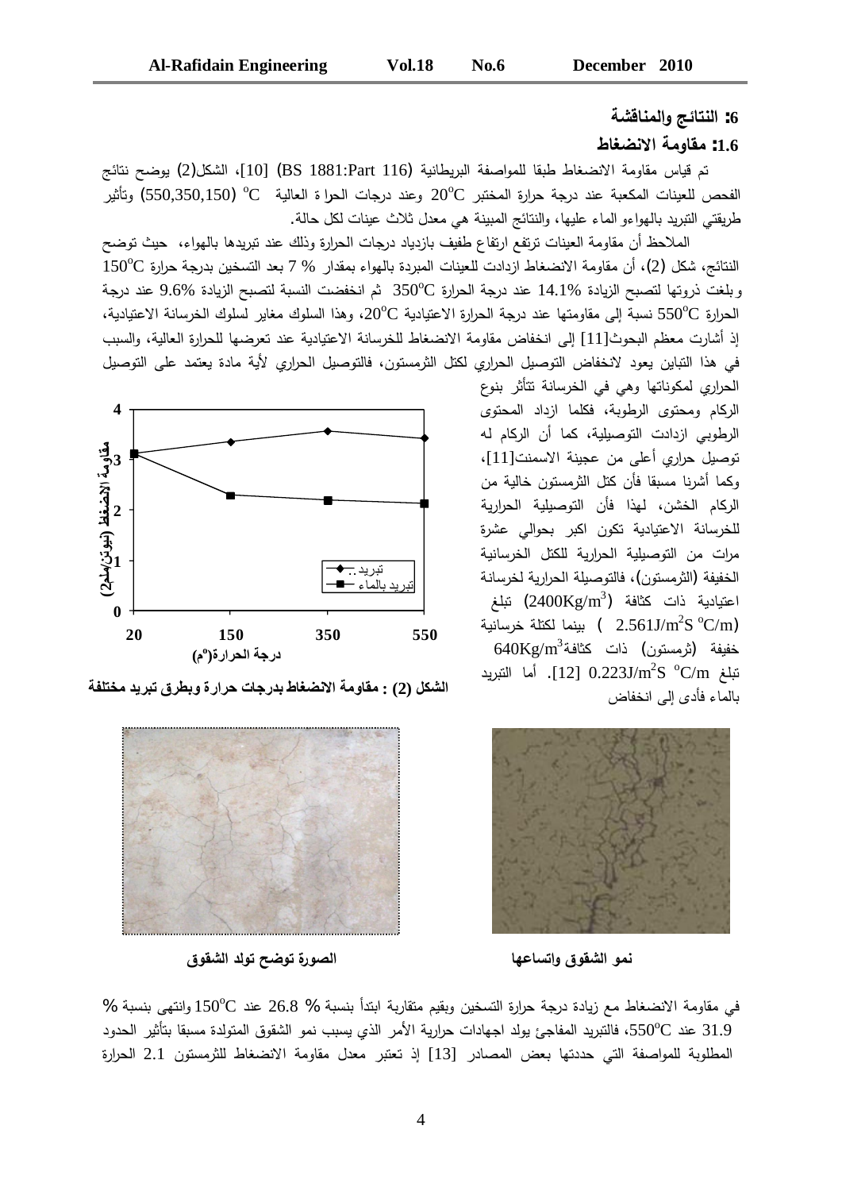## 6: النتائج والمناقشة

### 1.6: مقاومة الانضغاط

تم قياس مقاومة الانضغاط طبقا للمواصفة البريطانية (BS 1881:Part 116) [10]، الشكل(2) يوضح نتائج الفحص للعينات المكعبة عند درجة حرارة المختبر $20^{o}C$ وعند درجات الحراة العالية $^{o}C$ (550,350,150) وتأثير طريقتي التبريد بالهواءو الماء عليها، والنتائج المبينة هي معدل ثلاث عينات لكل حالة.

الملاحظ أن مقاومة العينات ترتفع ارتفاع طفيف بازدياد درجات الحرارة وذلك عند تبريدها بالهواء، حيث توضح النتائج، شكل (2)، أن مقاومة الانضغاط ازدادت للعينات المبردة بالهواء بمقدار % 7 بعد التسخين بدرجة حرارة $150^{o}C$ وبلغت ذروتها لتصبح الزيادة %14.1 عند درجة الحرارة $350^{o}C$ ثم انخفضت النسبة لتصبح الزيادة %9.6 عند درجة الحرارة $550^{o}C$ نسبة إلى مقاومتها عند درجة الحرارة الاعتيادية $20^{o}C$، وهذا السلوك مغاير لسلوك الخرسانة الاعتيادية، إذ أشارت معظم البحوث[11] إلى انخفاض مقاومة الانضغاط للخرسانة الاعتيادية عند تعرضها للحرارة العالية، والسبب في هذا التباين يعود لانخفاض التوصيل الحراري لكتل الثرمستون، فالتوصيل الحراري لأية مادة يعتمد على التوصيل الحراري لمكوناتها وهي في الخرسانة تتأثر بنوع الركام ومحتوى الرطوبة، فكلما ازداد المحتوى الرطوبي ازدادت التوصيلية، كما أن الركام له توصيل حراري أعلى من عجينة الاسمنت[11]، وكما أشرنا مسبقا فأن كتل الثرمستون خالية من الركام الخشن، لهذا فأن التوصيلية الحرارية للخرسانة الاعتيادية تكون اكبر بحوالي عشرة مرات من التوصيلية الحرارية للكتل الخرسانية الخفيفة (الثرمستون)، فالتوصيلة الحرارية لخرسانة اعتيادية ذات كثافة ($2400Kg/m^3$) تبلغ ($2.561J/m^2S\ ^{o}C/m$) بينما لكتلة خرسانية خفيفة (ثرمستون) ذات كثافة$640Kg/m^3$ تبلغ $0.223J/m^2S\ ^{o}C/m$ [12]. أما التبريد بالماء فأدى إلى انخفاض في مقاومة الانضغاط مع زيادة درجة حرارة التسخين وبقيم متقاربة ابتدأ بنسبة % 26.8 عند $150^{o}C$ وانتهى بنسبة % 31.9 عند $550^{o}C$، فالتبريد المفاجئ يولد اجهادات حرارية الأمر الذي يسبب نمو الشقوق المتولدة مسبقا بتأثير الحدود المطلوبة للمواصفة التي حددتها بعض المصادر [13] إذ تعتبر معدل مقاومة الانضغاط للثرمستون 2.1 الحرارة

الشكل (2) : مقاومة الانضغاط بدرجات حرارة وبطرق تبريد مختلفة

الصورة توضح تولد الشقوق

نمو الشقوق واتساعها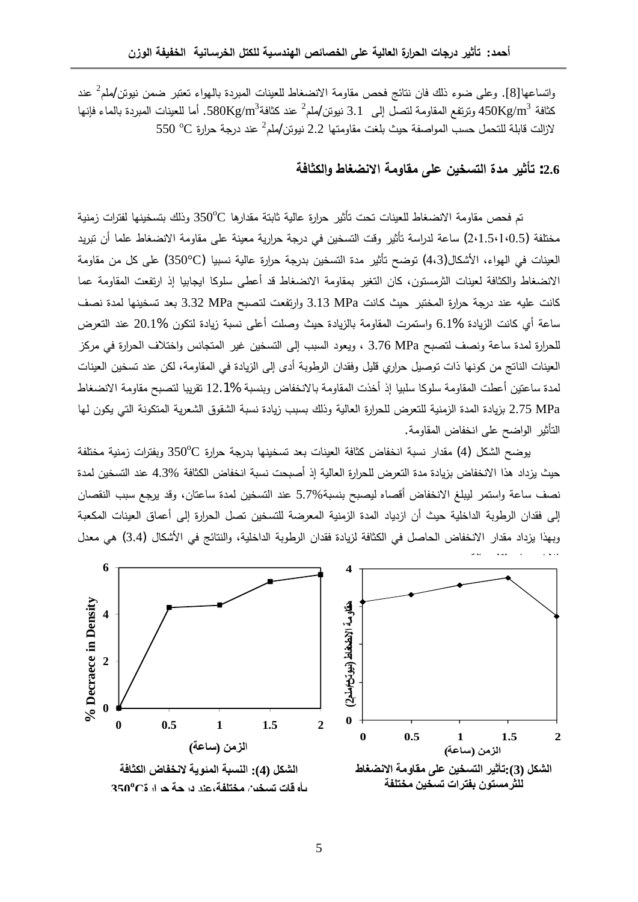واتساعها[8]. وعلى ضوء ذلك فان نتائج فحص مقاومة الانضغاط للعينات المبردة بالهواء تعتبر ضمن نيوتن/ملم$^2$ عند كثافة $450Kg/m^3$ وترتفع المقاومة لتصل إلى 3.1 نيوتن/ملم$^2$ عند كثافة$580Kg/m^3$. أما للعينات المبردة بالماء فإنها لازالت قابلة للتحمل حسب المواصفة حيث بلغت مقاومتها 2.2 نيوتن/ملم$^2$ عند درجة حرارة $550\ ^oC$

## 2.6: تأثير مدة التسخين على مقاومة الانضغاط والكثافة

تم فحص مقاومة الانضغاط للعينات تحت تأثير حرارة عالية ثابتة مقدارها $350^oC$ وذلك بتسخينها لفترات زمنية مختلفة (2،1.5،1،0.5) ساعة لدراسة تأثير وقت التسخين في درجة حرارية معينة على مقاومة الانضغاط علما أن تبريد العينات في الهواء، الأشكال(4،3) توضح تأثير مدة التسخين بدرجة حرارة عالية نسبيا (350°C) على كل من مقاومة الانضغاط والكثافة لعينات الثرمستون، كان التغير بمقاومة الانضغاط قد أعطى سلوكا ايجابيا إذ ارتفعت المقاومة عما كانت عليه عند درجة حرارة المختبر حيث كانت 3.13 MPa وارتفعت لتصبح 3.32 MPa بعد تسخينها لمدة نصف ساعة أي كانت الزيادة 6.1% واستمرت المقاومة بالزيادة حيث وصلت أعلى نسبة زيادة لتكون 20.1% عند التعرض للحرارة لمدة ساعة ونصف لتصبح 3.76 MPa ، ويعود السبب إلى التسخين غير المتجانس واختلاف الحرارة في مركز العينات الناتج من كونها ذات توصيل حراري قليل وفقدان الرطوبة أدى إلى الزيادة في المقاومة، لكن عند تسخين العينات لمدة ساعتين أعطت المقاومة سلوكا سلبيا إذ أخذت المقاومة بالانخفاض وبنسبة 12.1% تقريبا لتصبح مقاومة الانضغاط 2.75 MPa بزيادة المدة الزمنية للتعرض للحرارة العالية وذلك بسبب زيادة نسبة الشقوق الشعرية المتكونة التي يكون لها التأثير الواضح على انخفاض المقاومة.

يوضح الشكل (4) مقدار نسبة انخفاض كثافة العينات بعد تسخينها بدرجة حرارة $350^oC$ وبفترات زمنية مختلفة حيث يزداد هذا الانخفاض بزيادة مدة التعرض للحرارة العالية إذ أصبحت نسبة انخفاض الكثافة 4.3% عند التسخين لمدة نصف ساعة واستمر ليبلغ الانخفاض أقصاه ليصبح بنسبة5.7% عند التسخين لمدة ساعتان، وقد يرجع سبب النقصان إلى فقدان الرطوبة الداخلية حيث أن ازدياد المدة الزمنية المعرضة للتسخين تصل الحرارة إلى أعماق العينات المكعبة وبهذا يزداد مقدار الانخفاض الحاصل في الكثافة لزيادة فقدان الرطوبة الداخلية، والنتائج في الأشكال (3،4) هي معدل

الشكل (3):تأثير التسخين على مقاومة الانضغاط للثرمستون بفترات تسخين مختلفة

الشكل (4): النسبة المئوية لانخفاض الكثافة بأوقات تسخين مختلفة،عند درجة حرارة $350^oC$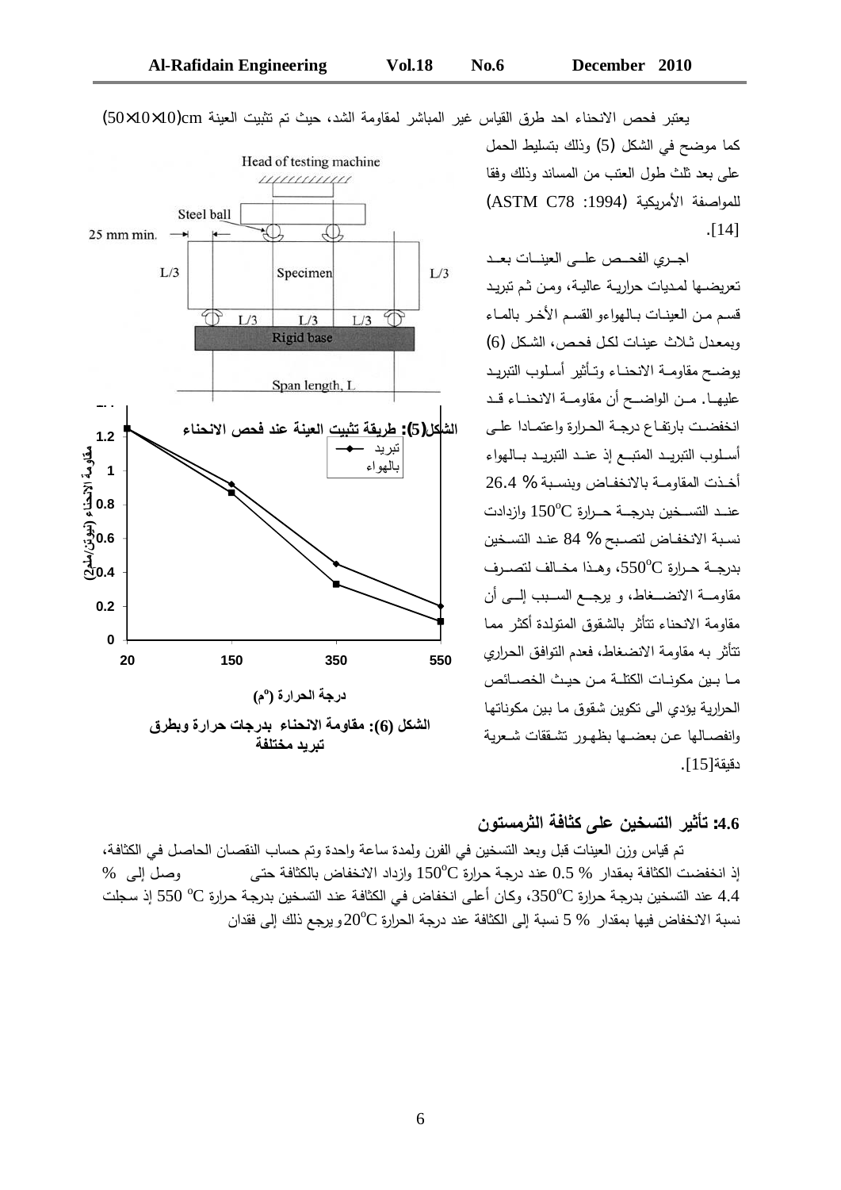يعتبر فحص الانحناء احد طرق القياس غير المباشر لمقاومة الشد، حيث تم تثبيت العينة cm(50×10×10) كما موضح في الشكل (5) وذلك بتسليط الحمل على بعد ثلث طول العتب من المساند وذلك وفقا للمواصفة الأمريكية (ASTM C78 :1994) [14].

الشكل(5): طريقة تثبيت العينة عند فحص الانحناء

اجـري الفحـص علـى العينـات بعـد تعريضـها لمـديات حراريـة عاليـة، ومـن ثـم تبريـد قسـم مـن العينـات بـالهواءو القسـم الأخـر بالمـاء وبمعدل ثـلاث عينـات لكـل فحـص، الشـكل (6) يوضـح مقاومـة الانحنـاء وتـأثير أسـلوب التبريـد عليهـا. مـن الواضـح أن مقاومـة الانحنـاء قـد انخفضـت بارتفـاع درجـة الحـرارة واعتمـادا علـى أسـلوب التبريـد المتبـع إذ عنـد التبريـد بـالهواء أخـذت المقاومـة بالانخفـاض وبنسـبة 26.4 % عنـد التسـخين بدرجـة حـرارة $150^{o}C$ وازدادت نسـبة الانخفـاض لتصـبح 84 % عنـد التسـخين بدرجـة حـرارة $550^{o}C$، وهـذا مخـالف لتصـرف مقاومـة الانضـغاط، و يرجـع السـبب إلـى أن مقاومة الانحناء تتأثر بالشقوق المتولدة أكثر مما تتأثر به مقاومة الانضغاط، فعدم التوافق الحراري مـا بـين مكونـات الكتلـة مـن حيـث الخصـائص الحرارية يؤدي الى تكوين شقوق ما بين مكوناتها وانفصـالها عـن بعضـها بظهـور تشـققات شـعرية دقيقة[15].

الشكل (6): مقاومة الانحناء بدرجات حرارة وبطرق تبريد مختلفة

## 4.6: تأثير التسخين على كثافة الثرمستون

تم قياس وزن العينات قبل وبعد التسخين في الفرن ولمدة ساعة واحدة وتم حساب النقصان الحاصل في الكثافة، إذ انخفضت الكثافة بمقدار % 0.5 عند درجة حرارة $150^{o}C$ وازداد الانخفاض بالكثافة حتى وصل إلى % 4.4 عند التسخين بدرجة حرارة $350^{o}C$، وكان أعلى انخفاض في الكثافة عند التسخين بدرجة حرارة $550\ ^{o}C$ إذ سجلت نسبة الانخفاض فيها بمقدار % 5 نسبة إلى الكثافة عند درجة الحرارة $20^{o}C$ ويرجع ذلك إلى فقدان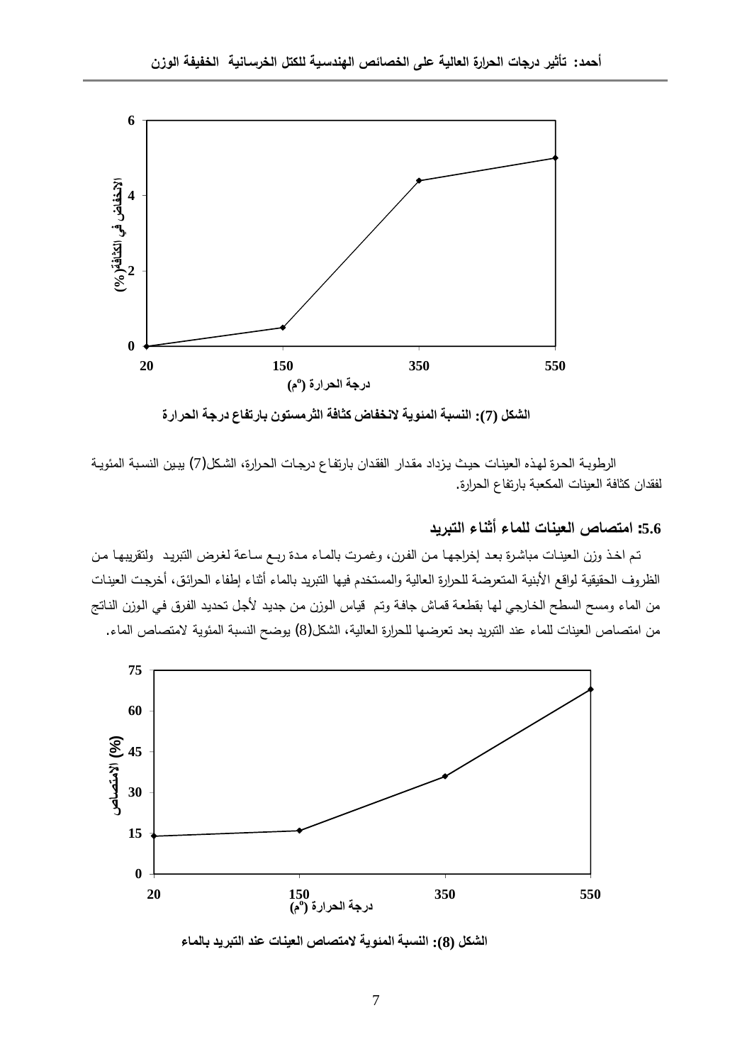الشكل (7): النسبة المئوية لانخفاض كثافة الثرمستون بارتفاع درجة الحرارة

الرطوبة الحرة لهذه العينات حيث يزداد مقدار الفقدان بارتفاع درجات الحرارة، الشكل(7) يبين النسبة المئوية لفقدان كثافة العينات المكعبة بارتفاع الحرارة.

### 5.6: امتصاص العينات للماء أثناء التبريد

تم اخذ وزن العينات مباشرة بعد إخراجها من الفرن، وغمرت بالماء مدة ربع ساعة لغرض التبريد ولتقريبها من الظروف الحقيقية لواقع الأبنية المتعرضة للحرارة العالية والمستخدم فيها التبريد بالماء أثناء إطفاء الحرائق، أخرجت العينات من الماء ومسح السطح الخارجي لها بقطعة قماش جافة وتم قياس الوزن من جديد لأجل تحديد الفرق في الوزن الناتج من امتصاص العينات للماء عند التبريد بعد تعرضها للحرارة العالية، الشكل(8) يوضح النسبة المئوية لامتصاص الماء.

الشكل (8): النسبة المئوية لامتصاص العينات عند التبريد بالماء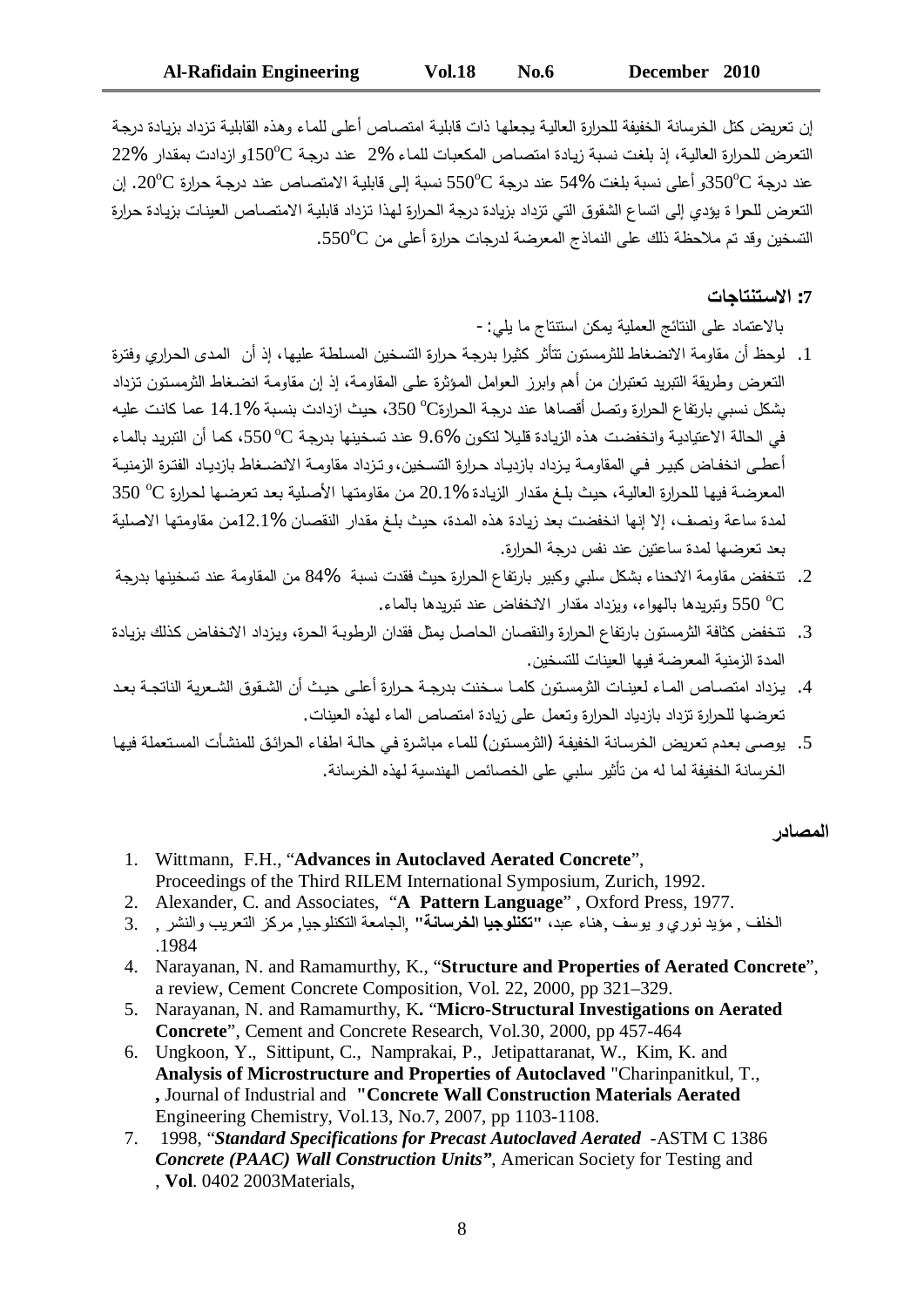إن تعريض كتل الخرسانة الخفيفة للحرارة العالية يجعلها ذات قابلية امتصاص أعلى للماء وهذه القابلية تزداد بزيادة درجة التعرض للحرارة العالية، إذ بلغت نسبة زيادة امتصاص المكعبات للماء 2% عند درجة $150^{o}C$ و ازدادت بمقدار 22% عند درجة $350^{o}C$ و أعلى نسبة بلغت 54% عند درجة $550^{o}C$ نسبة إلى قابلية الامتصاص عند درجة حرارة $20^{o}C$. إن التعرض للحرا ة يؤدي إلى اتساع الشقوق التي تزداد بزيادة درجة الحرارة لهذا تزداد قابلية الامتصاص العينات بزيادة حرارة التسخين وقد تم ملاحظة ذلك على النماذج المعرضة لدرجات حرارة أعلى من $550^{o}C$.

## 7: الاستنتاجات

بالاعتماد على النتائج العملية يمكن استنتاج ما يلي: -

1. لوحظ أن مقاومة الانضغاط للثرمستون تتأثر كثيرا بدرجة حرارة التسخين المسلطة عليها، إذ أن المدى الحراري وفترة التعرض وطريقة التبريد تعتبران من أهم وابرز العوامل المؤثرة على المقاومة، إذ إن مقاومة انضغاط الثرمستون تزداد بشكل نسبي بارتفاع الحرارة وتصل أقصاها عند درجة الحرارة $^{o}C$ 350، حيث ازدادت بنسبة 14.1% عما كانت عليه في الحالة الاعتيادية وانخفضت هذه الزيادة قليلا لتكون 9.6% عند تسخينها بدرجة $550\ ^{o}C$، كما أن التبريد بالماء أعطى انخفاض كبير في المقاومة يزداد بازدياد حرارة التسخين، وتزداد مقاومة الانضغاط بازدياد الفترة الزمنية المعرضة فيها للحرارة العالية، حيث بلغ مقدار الزيادة 20.1% من مقاومتها الأصلية بعد تعرضها لحرارة $350\ ^{o}C$ لمدة ساعة ونصف، إلا إنها انخفضت بعد زيادة هذه المدة، حيث بلغ مقدار النقصان 12.1% من مقاومتها الاصلية بعد تعرضها لمدة ساعتين عند نفس درجة الحرارة.
2. تنخفض مقاومة الانحناء بشكل سلبي وكبير بارتفاع الحرارة حيث فقدت نسبة 84% من المقاومة عند تسخينها بدرجة $550\ ^{o}C$ وتبريدها بالهواء، ويزداد مقدار الانخفاض عند تبريدها بالماء.
3. تنخفض كثافة الثرمستون بارتفاع الحرارة والنقصان الحاصل يمثل فقدان الرطوبة الحرة، ويزداد الانخفاض كذلك بزيادة المدة الزمنية المعرضة فيها العينات للتسخين.
4. يزداد امتصاص الماء لعينات الثرمستون كلما سخنت بدرجة حرارة أعلى حيث أن الشقوق الشعرية الناتجة بعد تعرضها للحرارة تزداد بازدياد الحرارة وتعمل على زيادة امتصاص الماء لهذه العينات.
5. يوصى بعدم تعريض الخرسانة الخفيفة (الثرمستون) للماء مباشرة في حالة اطفاء الحرائق للمنشأت المستعملة فيها الخرسانة الخفيفة لما له من تأثير سلبي على الخصائص الهندسية لهذه الخرسانة.

## المصادر

1. Wittmann, F.H., "**Advances in Autoclaved Aerated Concrete**", Proceedings of the Third RILEM International Symposium, Zurich, 1992.
2. Alexander, C. and Associates, "**A Pattern Language**" , Oxford Press, 1977.
3. الخلف , مؤيد نوري و يوسف ,هناء عبد، **"تكنلوجيا الخرسانة"**, الجامعة التكنلوجيا, مركز التعريب والنشر , 1984.
4. Narayanan, N. and Ramamurthy, K., "**Structure and Properties of Aerated Concrete**", a review, Cement Concrete Composition, Vol. 22, 2000, pp 321–329.
5. Narayanan, N. and Ramamurthy, K. "**Micro-Structural Investigations on Aerated Concrete**", Cement and Concrete Research, Vol.30, 2000, pp 457-464
6. Ungkoon, Y., Sittipunt, C., Namprakai, P., Jetipattaranat, W., Kim, K. and Charinpanitkul, T., "**Analysis of Microstructure and Properties of Autoclaved Aerated Concrete Wall Construction Materials**", Journal of Industrial and Engineering Chemistry, Vol.13, No.7, 2007, pp 1103-1108.
7. ASTM C 1386 - 1998, "***Standard Specifications for Precast Autoclaved Aerated Concrete (PAAC) Wall Construction Units***", American Society for Testing and Materials, 2003, **Vol**. 0402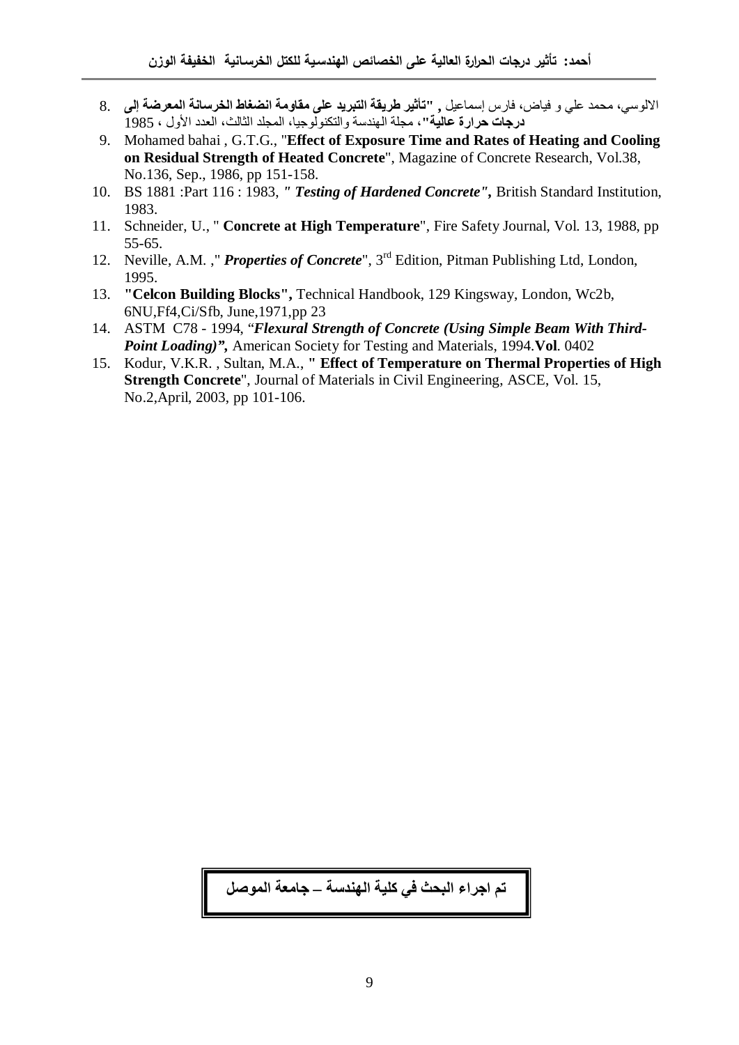8. الالوسي، محمد علي و فياض، فارس إسماعيل , **"تأثير طريقة التبريد على مقاومة انضغاط الخرسانة المعرضة إلى درجات حرارة عالية"**، مجلة الهندسة والتكنولوجيا، المجلد الثالث، العدد الأول ، 1985
9. Mohamed bahai , G.T.G., "**Effect of Exposure Time and Rates of Heating and Cooling on Residual Strength of Heated Concrete**", Magazine of Concrete Research, Vol.38, No.136, Sep., 1986, pp 151-158.
10. BS 1881 :Part 116 : 1983, ***" Testing of Hardened Concrete",*** British Standard Institution, 1983.
11. Schneider, U., " **Concrete at High Temperature**", Fire Safety Journal, Vol. 13, 1988, pp 55-65.
12. Neville, A.M. ," ***Properties of Concrete***", 3rd Edition, Pitman Publishing Ltd, London, 1995.
13. **"Celcon Building Blocks",** Technical Handbook, 129 Kingsway, London, Wc2b, 6NU,Ff4,Ci/Sfb, June,1971,pp 23
14. ASTM C78 - 1994, "***Flexural Strength of Concrete (Using Simple Beam With Third-Point Loading)",*** American Society for Testing and Materials, 1994.**Vol**. 0402
15. Kodur, V.K.R. , Sultan, M.A., " **Effect of Temperature on Thermal Properties of High Strength Concrete**", Journal of Materials in Civil Engineering, ASCE, Vol. 15, No.2,April, 2003, pp 101-106.

**تم اجراء البحث في كلية الهندسة – جامعة الموصل**